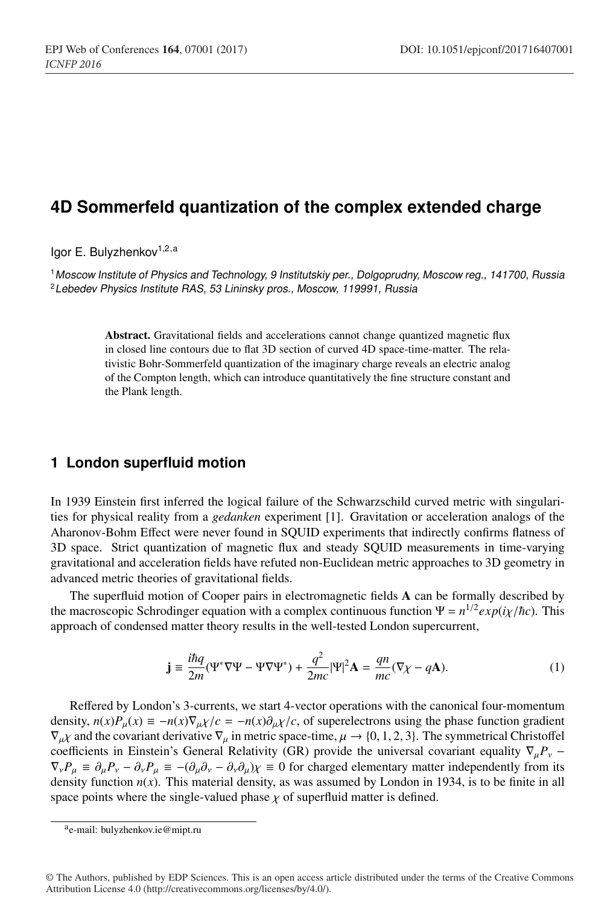# 4D Sommerfeld quantization of the complex extended charge

Igor E. Bulyzhenkov[1,2,a]

[1] *Moscow Institute of Physics and Technology, 9 Institutskiy per., Dolgoprudny, Moscow reg., 141700, Russia*
[2] *Lebedev Physics Institute RAS, 53 Lininsky pros., Moscow, 119991, Russia*

**Abstract.** Gravitational fields and accelerations cannot change quantized magnetic flux in closed line contours due to flat 3D section of curved 4D space-time-matter. The relativistic Bohr-Sommerfeld quantization of the imaginary charge reveals an electric analog of the Compton length, which can introduce quantitatively the fine structure constant and the Plank length.

## 1 London superfluid motion

In 1939 Einstein first inferred the logical failure of the Schwarzschild curved metric with singularities for physical reality from a *gedanken* experiment [1]. Gravitation or acceleration analogs of the Aharonov-Bohm Effect were never found in SQUID experiments that indirectly confirms flatness of 3D space. Strict quantization of magnetic flux and steady SQUID measurements in time-varying gravitational and acceleration fields have refuted non-Euclidean metric approaches to 3D geometry in advanced metric theories of gravitational fields.

The superfluid motion of Cooper pairs in electromagnetic fields $\mathbf{A}$ can be formally described by the macroscopic Schrodinger equation with a complex continuous function $\Psi = n^{1/2} exp(i\chi/\hbar c)$. This approach of condensed matter theory results in the well-tested London supercurrent,

$$\mathbf{j} \equiv \frac{i\hbar q}{2m}(\Psi^* \nabla \Psi - \Psi \nabla \Psi^*) + \frac{q^2}{2mc}|\Psi|^2 \mathbf{A} = \frac{qn}{mc}(\nabla \chi - q\mathbf{A}). \tag{1}$$

Reffered by London's 3-currents, we start 4-vector operations with the canonical four-momentum density, $n(x)P_\mu(x) \equiv -n(x)\nabla_\mu \chi/c = -n(x)\partial_\mu \chi/c$, of superelectrons using the phase function gradient $\nabla_\mu \chi$ and the covariant derivative $\nabla_\mu$ in metric space-time, $\mu \to \{0, 1, 2, 3\}$. The symmetrical Christoffel coefficients in Einstein's General Relativity (GR) provide the universal covariant equality $\nabla_\mu P_\nu - \nabla_\nu P_\mu \equiv \partial_\mu P_\nu - \partial_\nu P_\mu \equiv -(\partial_\mu \partial_\nu - \partial_\nu \partial_\mu)\chi \equiv 0$ for charged elementary matter independently from its density function $n(x)$. This material density, as was assumed by London in 1934, is to be finite in all space points where the single-valued phase $\chi$ of superfluid matter is defined.

[a] e-mail: bulyzhenkov.ie@mipt.ru

© The Authors, published by EDP Sciences. This is an open access article distributed under the terms of the Creative Commons Attribution License 4.0 (http://creativecommons.org/licenses/by/4.0/).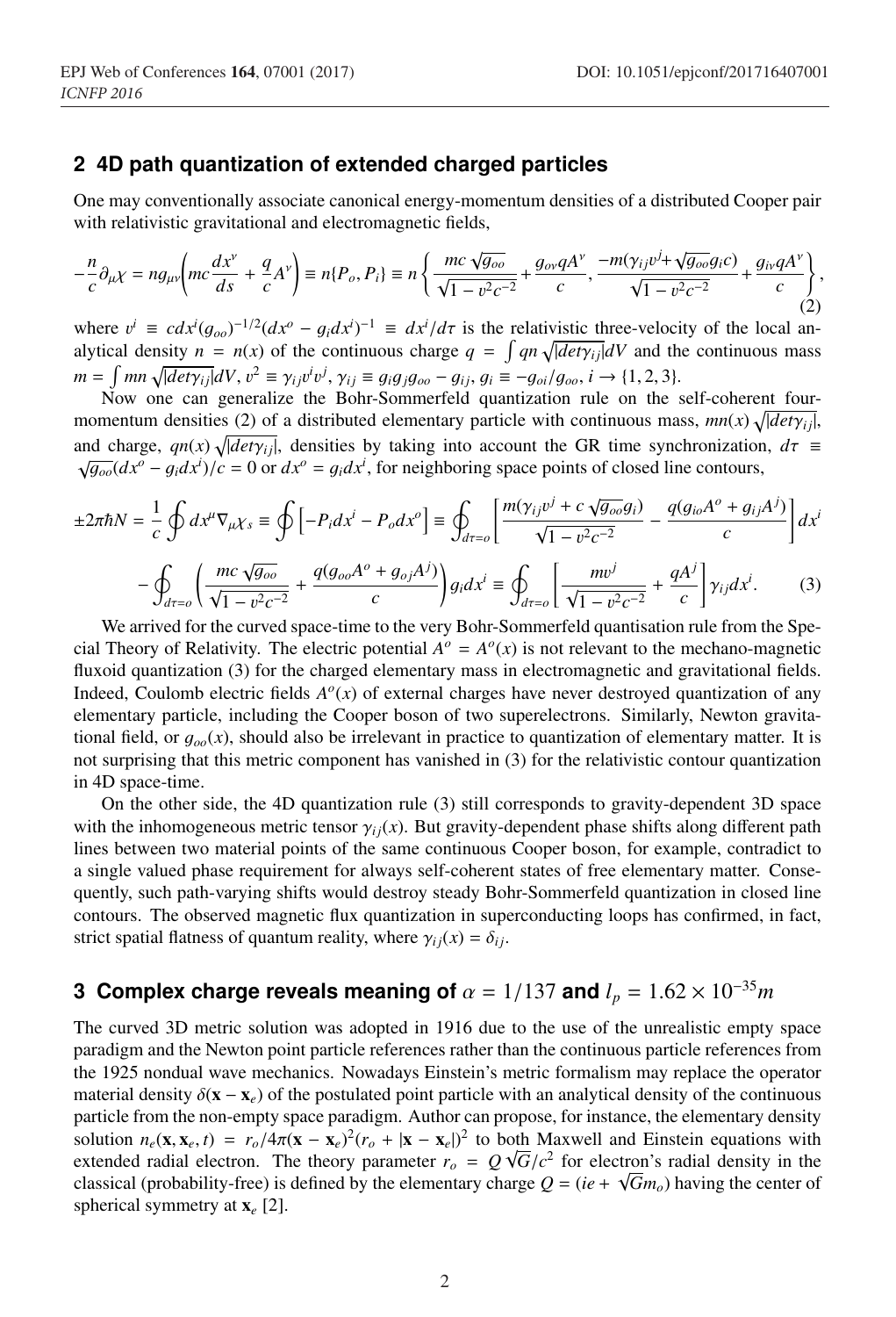## 2 4D path quantization of extended charged particles

One may conventionally associate canonical energy-momentum densities of a distributed Cooper pair with relativistic gravitational and electromagnetic fields,

$$-\frac{n}{c}\partial_\mu \chi = n g_{\mu\nu}\left(mc\frac{dx^\nu}{ds} + \frac{q}{c}A^\nu\right) \equiv n\{P_o, P_i\} \equiv n\left\{\frac{mc\sqrt{g_{oo}}}{\sqrt{1-v^2c^{-2}}} + \frac{g_{o\nu}qA^\nu}{c}, \frac{-m(\gamma_{ij}v^j + \sqrt{g_{oo}}g_i c)}{\sqrt{1-v^2c^{-2}}} + \frac{g_{i\nu}qA^\nu}{c}\right\}, \tag{2}$$

where $v^i \equiv c dx^i (g_{oo})^{-1/2}(dx^o - g_i dx^i)^{-1} \equiv dx^i/d\tau$ is the relativistic three-velocity of the local analytical density $n = n(x)$ of the continuous charge $q = \int qn\sqrt{|det\gamma_{ij}|}dV$ and the continuous mass $m = \int mn\sqrt{|det\gamma_{ij}|}dV$, $v^2 \equiv \gamma_{ij}v^i v^j$, $\gamma_{ij} \equiv g_i g_j g_{oo} - g_{ij}$, $g_i \equiv -g_{oi}/g_{oo}$, $i \rightarrow \{1,2,3\}$.

Now one can generalize the Bohr-Sommerfeld quantization rule on the self-coherent four-momentum densities (2) of a distributed elementary particle with continuous mass, $mn(x)\sqrt{|det\gamma_{ij}|}$, and charge, $qn(x)\sqrt{|det\gamma_{ij}|}$, densities by taking into account the GR time synchronization, $d\tau \equiv \sqrt{g_{oo}}(dx^o - g_i dx^i)/c = 0$ or $dx^o = g_i dx^i$, for neighboring space points of closed line contours,

$$\pm 2\pi\hbar N = \frac{1}{c}\oint dx^\mu \nabla_\mu \chi_s \equiv \oint\left[-P_i dx^i - P_o dx^o\right] \equiv \oint_{d\tau=o}\left[\frac{m(\gamma_{ij}v^j + c\sqrt{g_{oo}}g_i)}{\sqrt{1-v^2c^{-2}}} - \frac{q(g_{io}A^o + g_{ij}A^j)}{c}\right]dx^i$$

$$-\oint_{d\tau=o}\left(\frac{mc\sqrt{g_{oo}}}{\sqrt{1-v^2c^{-2}}} + \frac{q(g_{oo}A^o + g_{oj}A^j)}{c}\right)g_i dx^i \equiv \oint_{d\tau=o}\left[\frac{mv^j}{\sqrt{1-v^2c^{-2}}} + \frac{qA^j}{c}\right]\gamma_{ij}dx^i. \tag{3}$$

We arrived for the curved space-time to the very Bohr-Sommerfeld quantisation rule from the Special Theory of Relativity. The electric potential $A^o = A^o(x)$ is not relevant to the mechano-magnetic fluxoid quantization (3) for the charged elementary mass in electromagnetic and gravitational fields. Indeed, Coulomb electric fields $A^o(x)$ of external charges have never destroyed quantization of any elementary particle, including the Cooper boson of two superelectrons. Similarly, Newton gravitational field, or $g_{oo}(x)$, should also be irrelevant in practice to quantization of elementary matter. It is not surprising that this metric component has vanished in (3) for the relativistic contour quantization in 4D space-time.

On the other side, the 4D quantization rule (3) still corresponds to gravity-dependent 3D space with the inhomogeneous metric tensor $\gamma_{ij}(x)$. But gravity-dependent phase shifts along different path lines between two material points of the same continuous Cooper boson, for example, contradict to a single valued phase requirement for always self-coherent states of free elementary matter. Consequently, such path-varying shifts would destroy steady Bohr-Sommerfeld quantization in closed line contours. The observed magnetic flux quantization in superconducting loops has confirmed, in fact, strict spatial flatness of quantum reality, where $\gamma_{ij}(x) = \delta_{ij}$.

## 3 Complex charge reveals meaning of $\alpha = 1/137$ and $l_p = 1.62 \times 10^{-35}m$

The curved 3D metric solution was adopted in 1916 due to the use of the unrealistic empty space paradigm and the Newton point particle references rather than the continuous particle references from the 1925 nondual wave mechanics. Nowadays Einstein's metric formalism may replace the operator material density $\delta(\mathbf{x} - \mathbf{x}_e)$ of the postulated point particle with an analytical density of the continuous particle from the non-empty space paradigm. Author can propose, for instance, the elementary density solution $n_e(\mathbf{x}, \mathbf{x}_e, t) = r_o/4\pi(\mathbf{x} - \mathbf{x}_e)^2(r_o + |\mathbf{x} - \mathbf{x}_e|)^2$ to both Maxwell and Einstein equations with extended radial electron. The theory parameter $r_o = Q\sqrt{G}/c^2$ for electron's radial density in the classical (probability-free) is defined by the elementary charge $Q = (ie + \sqrt{G}m_o)$ having the center of spherical symmetry at $\mathbf{x}_e$ [2].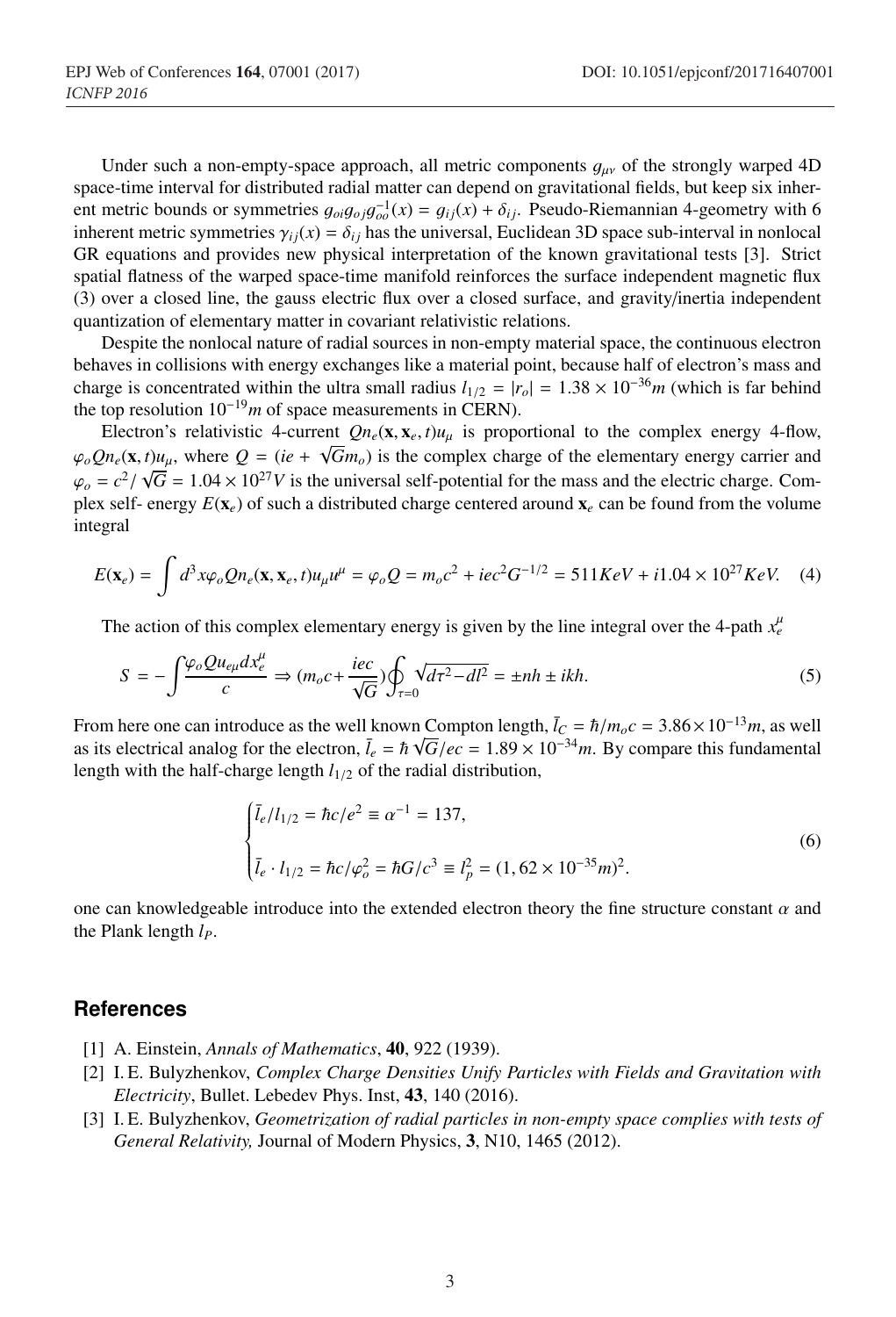Under such a non-empty-space approach, all metric components $g_{\mu\nu}$ of the strongly warped 4D space-time interval for distributed radial matter can depend on gravitational fields, but keep six inherent metric bounds or symmetries $g_{oi}g_{oj}g_{oo}^{-1}(x) = g_{ij}(x) + \delta_{ij}$. Pseudo-Riemannian 4-geometry with 6 inherent metric symmetries $\gamma_{ij}(x) = \delta_{ij}$ has the universal, Euclidean 3D space sub-interval in nonlocal GR equations and provides new physical interpretation of the known gravitational tests [3]. Strict spatial flatness of the warped space-time manifold reinforces the surface independent magnetic flux (3) over a closed line, the gauss electric flux over a closed surface, and gravity/inertia independent quantization of elementary matter in covariant relativistic relations.

Despite the nonlocal nature of radial sources in non-empty material space, the continuous electron behaves in collisions with energy exchanges like a material point, because half of electron's mass and charge is concentrated within the ultra small radius $l_{1/2} = |r_o| = 1.38 \times 10^{-36} m$ (which is far behind the top resolution $10^{-19} m$ of space measurements in CERN).

Electron's relativistic 4-current $Qn_e(\mathbf{x}, \mathbf{x}_e, t)u_\mu$ is proportional to the complex energy 4-flow, $\varphi_o Qn_e(\mathbf{x}, t)u_\mu$, where $Q = (ie + \sqrt{G}m_o)$ is the complex charge of the elementary energy carrier and $\varphi_o = c^2/\sqrt{G} = 1.04 \times 10^{27} V$ is the universal self-potential for the mass and the electric charge. Complex self- energy $E(\mathbf{x}_e)$ of such a distributed charge centered around $\mathbf{x}_e$ can be found from the volume integral

$$E(\mathbf{x}_e) = \int d^3x \varphi_o Qn_e(\mathbf{x}, \mathbf{x}_e, t)u_\mu u^\mu = \varphi_o Q = m_o c^2 + iec^2 G^{-1/2} = 511 KeV + i1.04 \times 10^{27} KeV. \quad (4)$$

The action of this complex elementary energy is given by the line integral over the 4-path $x_e^\mu$

$$S = -\int \frac{\varphi_o Q u_{e\mu} dx_e^\mu}{c} \Rightarrow (m_o c + \frac{iec}{\sqrt{G}}) \oint_{\tau=0} \sqrt{d\tau^2 - dl^2} = \pm nh \pm ikh. \quad (5)$$

From here one can introduce as the well known Compton length, $\bar{l}_C = \hbar/m_o c = 3.86 \times 10^{-13} m$, as well as its electrical analog for the electron, $\bar{l}_e = \hbar\sqrt{G}/ec = 1.89 \times 10^{-34} m$. By compare this fundamental length with the half-charge length $l_{1/2}$ of the radial distribution,

$$\begin{cases} \bar{l}_e / l_{1/2} = \hbar c/e^2 \equiv \alpha^{-1} = 137, \\ \bar{l}_e \cdot l_{1/2} = \hbar c/\varphi_o^2 = \hbar G/c^3 \equiv l_p^2 = (1,62 \times 10^{-35} m)^2. \end{cases} \quad (6)$$

one can knowledgeable introduce into the extended electron theory the fine structure constant $\alpha$ and the Plank length $l_P$.

## References

[1] A. Einstein, *Annals of Mathematics*, **40**, 922 (1939).

[2] I. E. Bulyzhenkov, *Complex Charge Densities Unify Particles with Fields and Gravitation with Electricity*, Bullet. Lebedev Phys. Inst, **43**, 140 (2016).

[3] I. E. Bulyzhenkov, *Geometrization of radial particles in non-empty space complies with tests of General Relativity,* Journal of Modern Physics, **3**, N10, 1465 (2012).